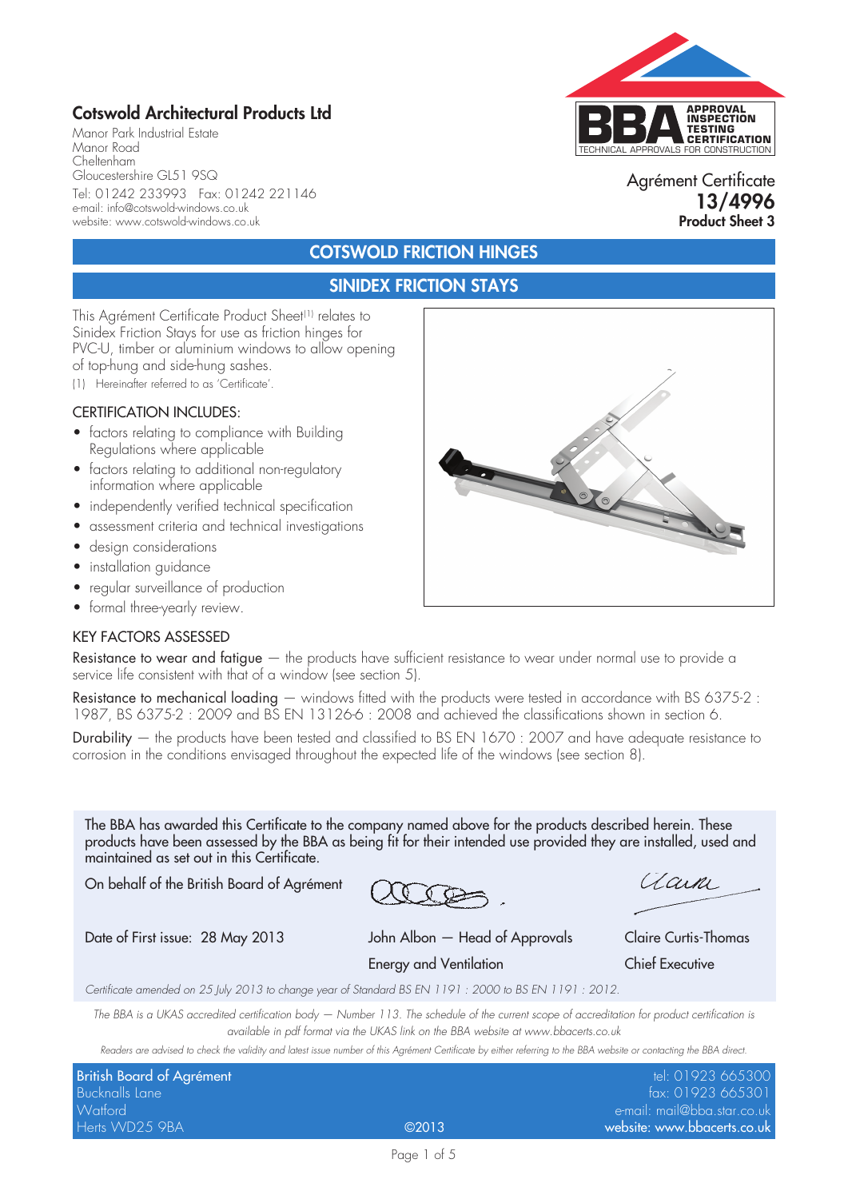## Cotswold Architectural Products Ltd

Manor Park Industrial Estate
Manor Road
Cheltenham
Gloucestershire GL51 9SQ

Tel: 01242 233993 Fax: 01242 221146
e-mail: info@cotswold-windows.co.uk
website: www.cotswold-windows.co.uk

Agrément Certificate
**13/4996**
**Product Sheet 3**

# COTSWOLD FRICTION HINGES

## SINIDEX FRICTION STAYS

This Agrément Certificate Product Sheet[1] relates to Sinidex Friction Stays for use as friction hinges for PVC-U, timber or aluminium windows to allow opening of top-hung and side-hung sashes.

(1) Hereinafter referred to as 'Certificate'.

### CERTIFICATION INCLUDES:

- factors relating to compliance with Building Regulations where applicable
- factors relating to additional non-regulatory information where applicable
- independently verified technical specification
- assessment criteria and technical investigations
- design considerations
- installation guidance
- regular surveillance of production
- formal three-yearly review.

### KEY FACTORS ASSESSED

**Resistance to wear and fatigue** — the products have sufficient resistance to wear under normal use to provide a service life consistent with that of a window (see section 5).

**Resistance to mechanical loading** — windows fitted with the products were tested in accordance with BS 6375-2 : 1987, BS 6375-2 : 2009 and BS EN 13126-6 : 2008 and achieved the classifications shown in section 6.

**Durability** — the products have been tested and classified to BS EN 1670 : 2007 and have adequate resistance to corrosion in the conditions envisaged throughout the expected life of the windows (see section 8).

The BBA has awarded this Certificate to the company named above for the products described herein. These products have been assessed by the BBA as being fit for their intended use provided they are installed, used and maintained as set out in this Certificate.

On behalf of the British Board of Agrément

| Date of First issue: 28 May 2013 | John Albon — Head of Approvals<br>Energy and Ventilation | Claire Curtis-Thomas<br>Chief Executive |
|---|---|---|

*Certificate amended on 25 July 2013 to change year of Standard BS EN 1191 : 2000 to BS EN 1191 : 2012.*

*The BBA is a UKAS accredited certification body — Number 113. The schedule of the current scope of accreditation for product certification is available in pdf format via the UKAS link on the BBA website at www.bbacerts.co.uk*

*Readers are advised to check the validity and latest issue number of this Agrément Certificate by either referring to the BBA website or contacting the BBA direct.*

British Board of Agrément
Bucknalls Lane
Watford
Herts WD25 9BA

©2013

tel: 01923 665300
fax: 01923 665301
e-mail: mail@bba.star.co.uk
website: www.bbacerts.co.uk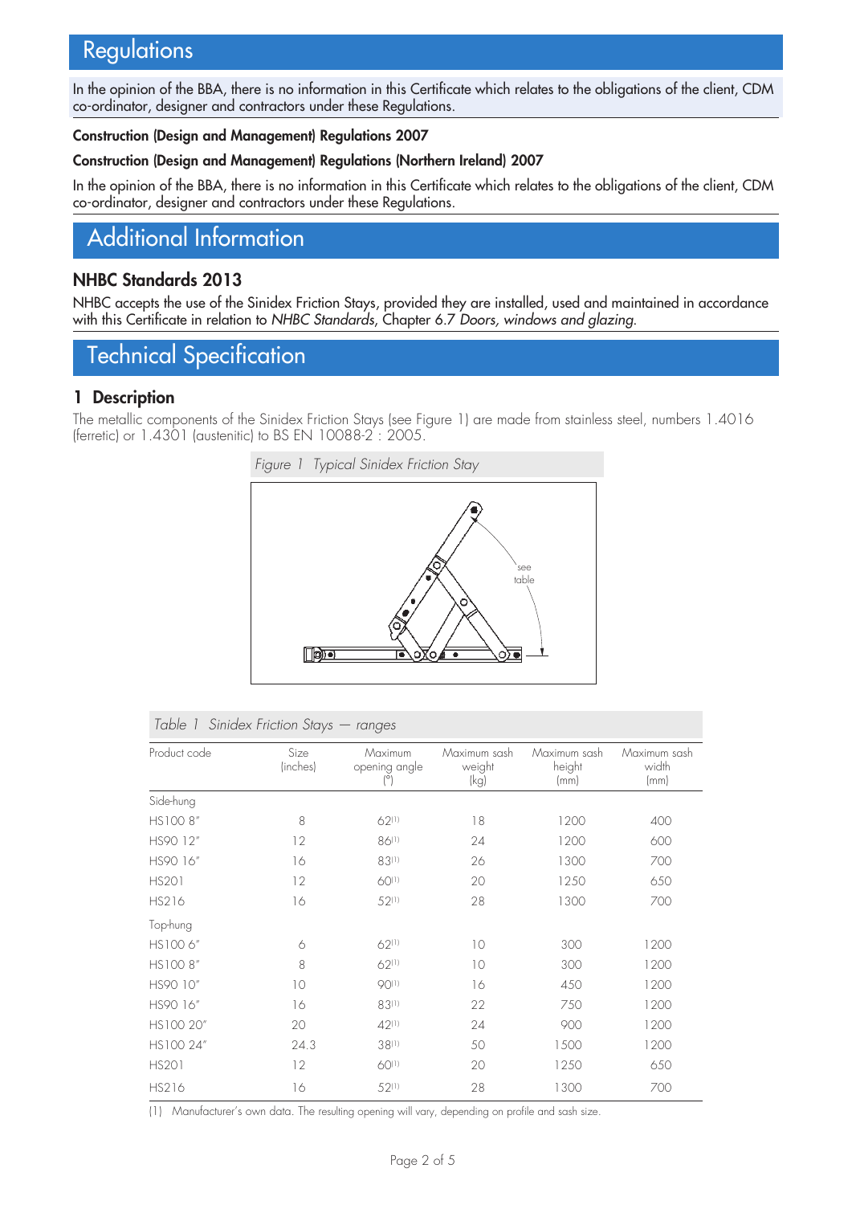## Regulations

In the opinion of the BBA, there is no information in this Certificate which relates to the obligations of the client, CDM co-ordinator, designer and contractors under these Regulations.

**Construction (Design and Management) Regulations 2007**

**Construction (Design and Management) Regulations (Northern Ireland) 2007**

In the opinion of the BBA, there is no information in this Certificate which relates to the obligations of the client, CDM co-ordinator, designer and contractors under these Regulations.

## Additional Information

### NHBC Standards 2013

NHBC accepts the use of the Sinidex Friction Stays, provided they are installed, used and maintained in accordance with this Certificate in relation to *NHBC Standards*, Chapter 6.7 *Doors, windows and glazing*.

## Technical Specification

### 1 Description

The metallic components of the Sinidex Friction Stays (see Figure 1) are made from stainless steel, numbers 1.4016 (ferretic) or 1.4301 (austenitic) to BS EN 10088-2 : 2005.

*Figure 1 Typical Sinidex Friction Stay*

*Table 1 Sinidex Friction Stays — ranges*

| Product code | Size (inches) | Maximum opening angle (°) | Maximum sash weight (kg) | Maximum sash height (mm) | Maximum sash width (mm) |
|---|---|---|---|---|---|
| Side-hung | | | | | |
| HS100 8″ | 8 | 62[1] | 18 | 1200 | 400 |
| HS90 12″ | 12 | 86[1] | 24 | 1200 | 600 |
| HS90 16″ | 16 | 83[1] | 26 | 1300 | 700 |
| HS201 | 12 | 60[1] | 20 | 1250 | 650 |
| HS216 | 16 | 52[1] | 28 | 1300 | 700 |
| Top-hung | | | | | |
| HS100 6″ | 6 | 62[1] | 10 | 300 | 1200 |
| HS100 8″ | 8 | 62[1] | 10 | 300 | 1200 |
| HS90 10″ | 10 | 90[1] | 16 | 450 | 1200 |
| HS90 16″ | 16 | 83[1] | 22 | 750 | 1200 |
| HS100 20″ | 20 | 42[1] | 24 | 900 | 1200 |
| HS100 24″ | 24.3 | 38[1] | 50 | 1500 | 1200 |
| HS201 | 12 | 60[1] | 20 | 1250 | 650 |
| HS216 | 16 | 52[1] | 28 | 1300 | 700 |

(1) Manufacturer's own data. The resulting opening will vary, depending on profile and sash size.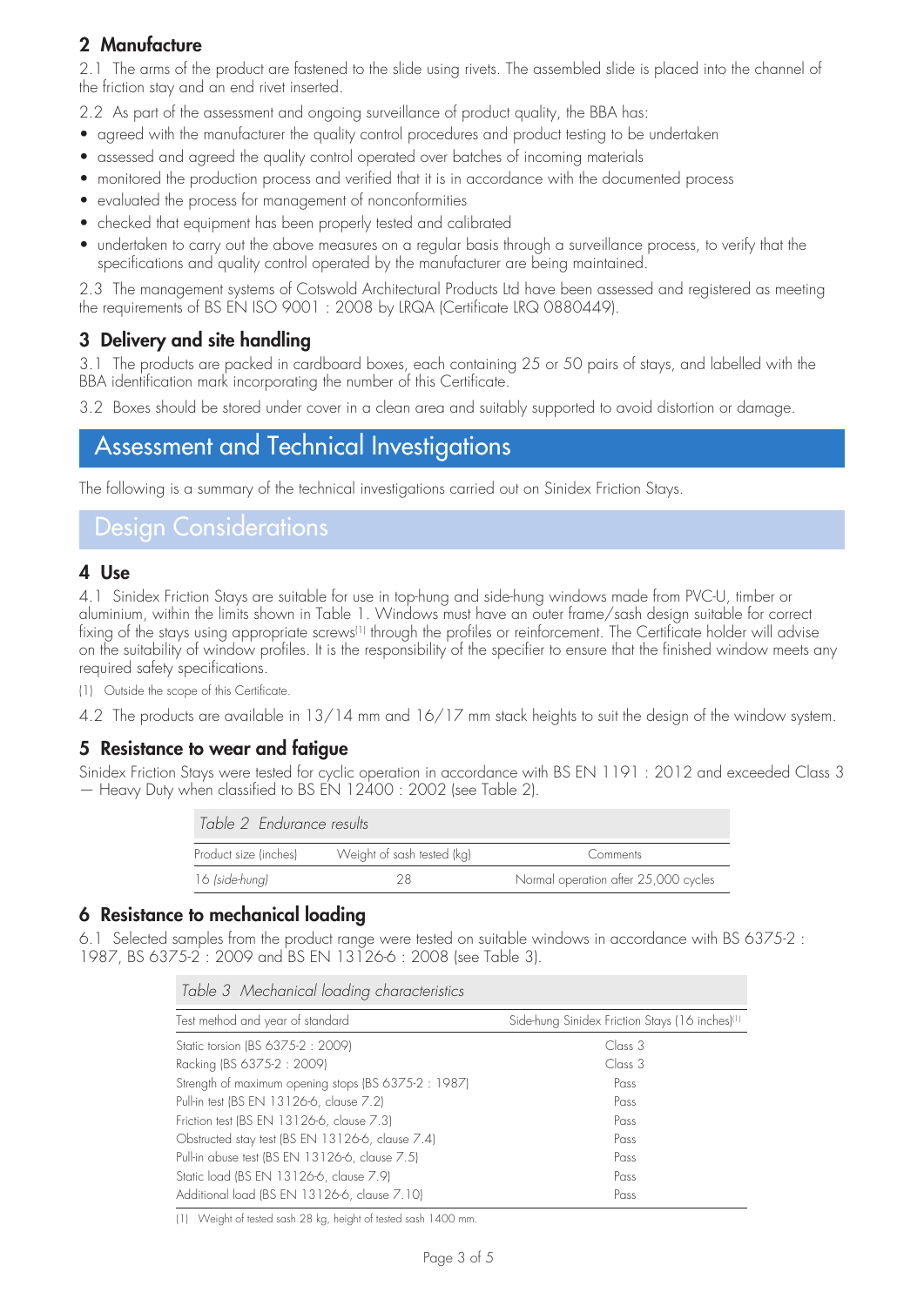## 2 Manufacture

2.1 The arms of the product are fastened to the slide using rivets. The assembled slide is placed into the channel of the friction stay and an end rivet inserted.

2.2 As part of the assessment and ongoing surveillance of product quality, the BBA has:

- agreed with the manufacturer the quality control procedures and product testing to be undertaken
- assessed and agreed the quality control operated over batches of incoming materials
- monitored the production process and verified that it is in accordance with the documented process
- evaluated the process for management of nonconformities
- checked that equipment has been properly tested and calibrated
- undertaken to carry out the above measures on a regular basis through a surveillance process, to verify that the specifications and quality control operated by the manufacturer are being maintained.

2.3 The management systems of Cotswold Architectural Products Ltd have been assessed and registered as meeting the requirements of BS EN ISO 9001 : 2008 by LRQA (Certificate LRQ 0880449).

## 3 Delivery and site handling

3.1 The products are packed in cardboard boxes, each containing 25 or 50 pairs of stays, and labelled with the BBA identification mark incorporating the number of this Certificate.

3.2 Boxes should be stored under cover in a clean area and suitably supported to avoid distortion or damage.

# Assessment and Technical Investigations

The following is a summary of the technical investigations carried out on Sinidex Friction Stays.

# Design Considerations

## 4 Use

4.1 Sinidex Friction Stays are suitable for use in top-hung and side-hung windows made from PVC-U, timber or aluminium, within the limits shown in Table 1. Windows must have an outer frame/sash design suitable for correct fixing of the stays using appropriate screws[1] through the profiles or reinforcement. The Certificate holder will advise on the suitability of window profiles. It is the responsibility of the specifier to ensure that the finished window meets any required safety specifications.

(1) Outside the scope of this Certificate.

4.2 The products are available in 13/14 mm and 16/17 mm stack heights to suit the design of the window system.

## 5 Resistance to wear and fatigue

Sinidex Friction Stays were tested for cyclic operation in accordance with BS EN 1191 : 2012 and exceeded Class 3 — Heavy Duty when classified to BS EN 12400 : 2002 (see Table 2).

*Table 2 Endurance results*

| Product size (inches) | Weight of sash tested (kg) | Comments |
|---|---|---|
| 16 *(side-hung)* | 28 | Normal operation after 25,000 cycles |

## 6 Resistance to mechanical loading

6.1 Selected samples from the product range were tested on suitable windows in accordance with BS 6375-2 : 1987, BS 6375-2 : 2009 and BS EN 13126-6 : 2008 (see Table 3).

*Table 3 Mechanical loading characteristics*

| Test method and year of standard | Side-hung Sinidex Friction Stays (16 inches)[1] |
|---|---|
| Static torsion (BS 6375-2 : 2009) | Class 3 |
| Racking (BS 6375-2 : 2009) | Class 3 |
| Strength of maximum opening stops (BS 6375-2 : 1987) | Pass |
| Pull-in test (BS EN 13126-6, clause 7.2) | Pass |
| Friction test (BS EN 13126-6, clause 7.3) | Pass |
| Obstructed stay test (BS EN 13126-6, clause 7.4) | Pass |
| Pull-in abuse test (BS EN 13126-6, clause 7.5) | Pass |
| Static load (BS EN 13126-6, clause 7.9) | Pass |
| Additional load (BS EN 13126-6, clause 7.10) | Pass |

(1) Weight of tested sash 28 kg, height of tested sash 1400 mm.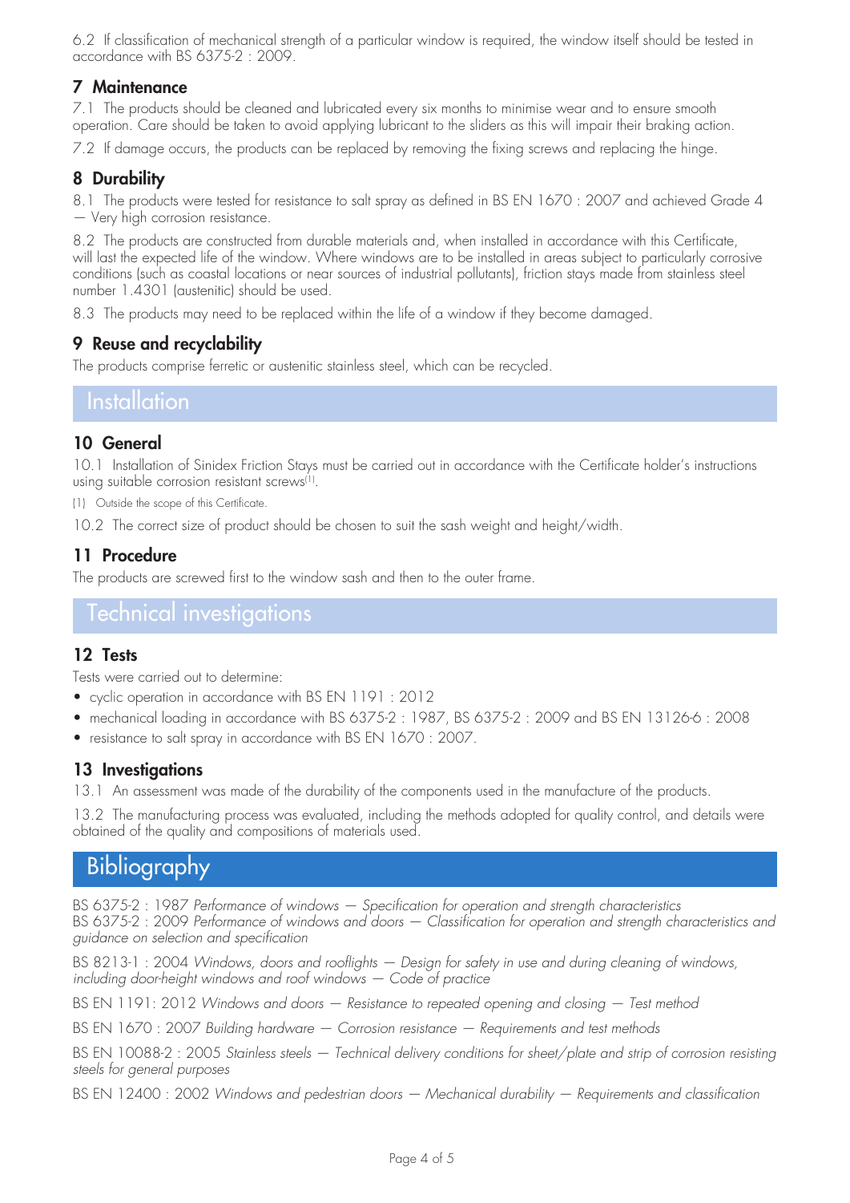6.2 If classification of mechanical strength of a particular window is required, the window itself should be tested in accordance with BS 6375-2 : 2009.

## 7 Maintenance

7.1 The products should be cleaned and lubricated every six months to minimise wear and to ensure smooth operation. Care should be taken to avoid applying lubricant to the sliders as this will impair their braking action.

7.2 If damage occurs, the products can be replaced by removing the fixing screws and replacing the hinge.

## 8 Durability

8.1 The products were tested for resistance to salt spray as defined in BS EN 1670 : 2007 and achieved Grade 4 — Very high corrosion resistance.

8.2 The products are constructed from durable materials and, when installed in accordance with this Certificate, will last the expected life of the window. Where windows are to be installed in areas subject to particularly corrosive conditions (such as coastal locations or near sources of industrial pollutants), friction stays made from stainless steel number 1.4301 (austenitic) should be used.

8.3 The products may need to be replaced within the life of a window if they become damaged.

## 9 Reuse and recyclability

The products comprise ferretic or austenitic stainless steel, which can be recycled.

# Installation

## 10 General

10.1 Installation of Sinidex Friction Stays must be carried out in accordance with the Certificate holder's instructions using suitable corrosion resistant screws[1].

(1) Outside the scope of this Certificate.

10.2 The correct size of product should be chosen to suit the sash weight and height/width.

## 11 Procedure

The products are screwed first to the window sash and then to the outer frame.

# Technical investigations

## 12 Tests

Tests were carried out to determine:

- cyclic operation in accordance with BS EN 1191 : 2012
- mechanical loading in accordance with BS 6375-2 : 1987, BS 6375-2 : 2009 and BS EN 13126-6 : 2008
- resistance to salt spray in accordance with BS EN 1670 : 2007.

## 13 Investigations

13.1 An assessment was made of the durability of the components used in the manufacture of the products.

13.2 The manufacturing process was evaluated, including the methods adopted for quality control, and details were obtained of the quality and compositions of materials used.

# Bibliography

BS 6375-2 : 1987 *Performance of windows — Specification for operation and strength characteristics*
BS 6375-2 : 2009 *Performance of windows and doors — Classification for operation and strength characteristics and guidance on selection and specification*

BS 8213-1 : 2004 *Windows, doors and rooflights — Design for safety in use and during cleaning of windows, including door-height windows and roof windows — Code of practice*

BS EN 1191: 2012 *Windows and doors — Resistance to repeated opening and closing — Test method*

BS EN 1670 : 2007 *Building hardware — Corrosion resistance — Requirements and test methods*

BS EN 10088-2 : 2005 *Stainless steels — Technical delivery conditions for sheet/plate and strip of corrosion resisting steels for general purposes*

BS EN 12400 : 2002 *Windows and pedestrian doors — Mechanical durability — Requirements and classification*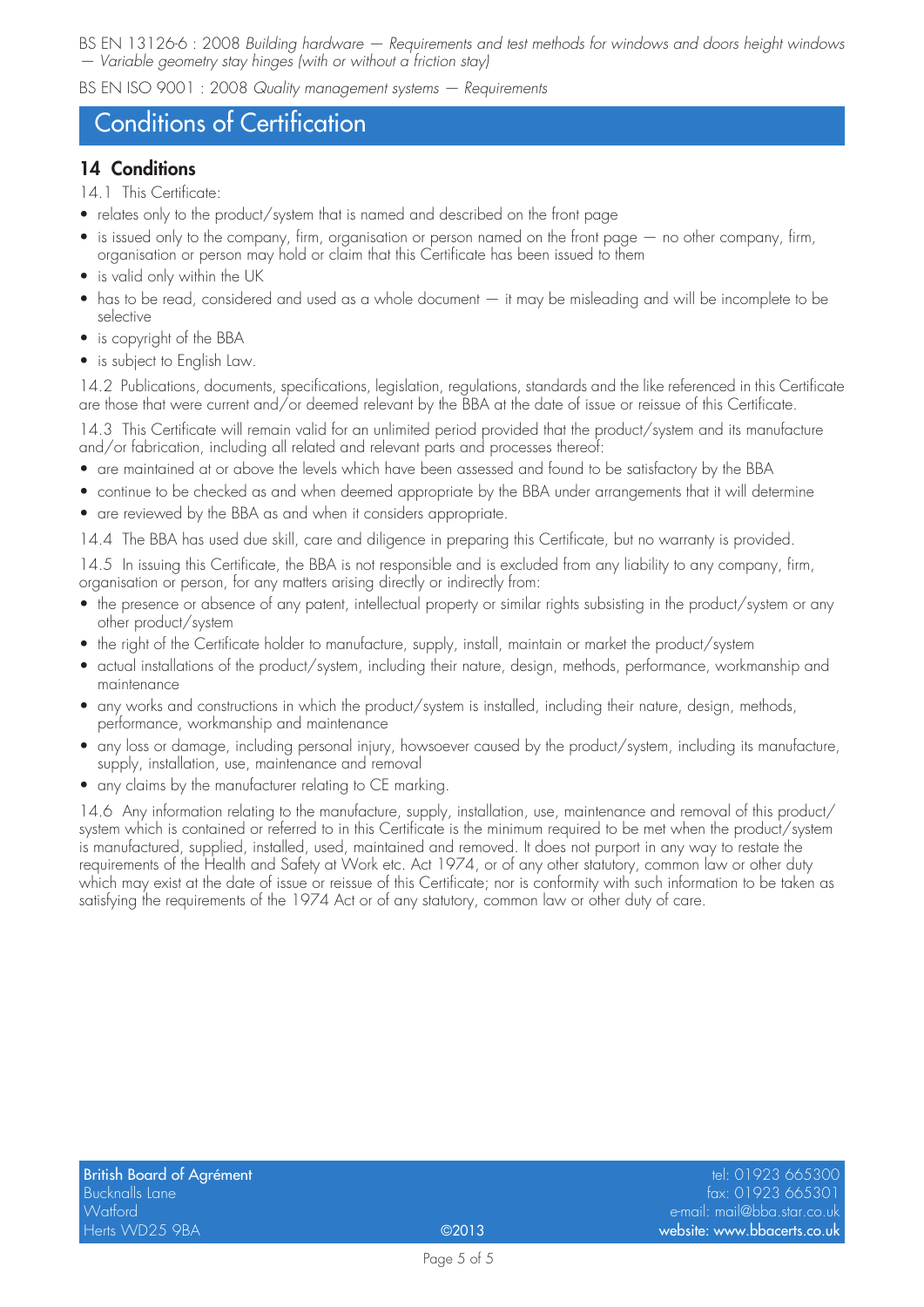BS EN 13126-6 : 2008 *Building hardware — Requirements and test methods for windows and doors height windows — Variable geometry stay hinges (with or without a friction stay)*

BS EN ISO 9001 : 2008 *Quality management systems — Requirements*

# Conditions of Certification

## 14 Conditions

14.1 This Certificate:

- relates only to the product/system that is named and described on the front page
- is issued only to the company, firm, organisation or person named on the front page — no other company, firm, organisation or person may hold or claim that this Certificate has been issued to them
- is valid only within the UK
- has to be read, considered and used as a whole document — it may be misleading and will be incomplete to be selective
- is copyright of the BBA
- is subject to English Law.

14.2 Publications, documents, specifications, legislation, regulations, standards and the like referenced in this Certificate are those that were current and/or deemed relevant by the BBA at the date of issue or reissue of this Certificate.

14.3 This Certificate will remain valid for an unlimited period provided that the product/system and its manufacture and/or fabrication, including all related and relevant parts and processes thereof:

- are maintained at or above the levels which have been assessed and found to be satisfactory by the BBA
- continue to be checked as and when deemed appropriate by the BBA under arrangements that it will determine
- are reviewed by the BBA as and when it considers appropriate.

14.4 The BBA has used due skill, care and diligence in preparing this Certificate, but no warranty is provided.

14.5 In issuing this Certificate, the BBA is not responsible and is excluded from any liability to any company, firm, organisation or person, for any matters arising directly or indirectly from:

- the presence or absence of any patent, intellectual property or similar rights subsisting in the product/system or any other product/system
- the right of the Certificate holder to manufacture, supply, install, maintain or market the product/system
- actual installations of the product/system, including their nature, design, methods, performance, workmanship and maintenance
- any works and constructions in which the product/system is installed, including their nature, design, methods, performance, workmanship and maintenance
- any loss or damage, including personal injury, howsoever caused by the product/system, including its manufacture, supply, installation, use, maintenance and removal
- any claims by the manufacturer relating to CE marking.

14.6 Any information relating to the manufacture, supply, installation, use, maintenance and removal of this product/system which is contained or referred to in this Certificate is the minimum required to be met when the product/system is manufactured, supplied, installed, used, maintained and removed. It does not purport in any way to restate the requirements of the Health and Safety at Work etc. Act 1974, or of any other statutory, common law or other duty which may exist at the date of issue or reissue of this Certificate; nor is conformity with such information to be taken as satisfying the requirements of the 1974 Act or of any statutory, common law or other duty of care.

**British Board of Agrément**
Bucknalls Lane
Watford
Herts WD25 9BA

©2013

tel: 01923 665300
fax: 01923 665301
e-mail: mail@bba.star.co.uk
**website: www.bbacerts.co.uk**